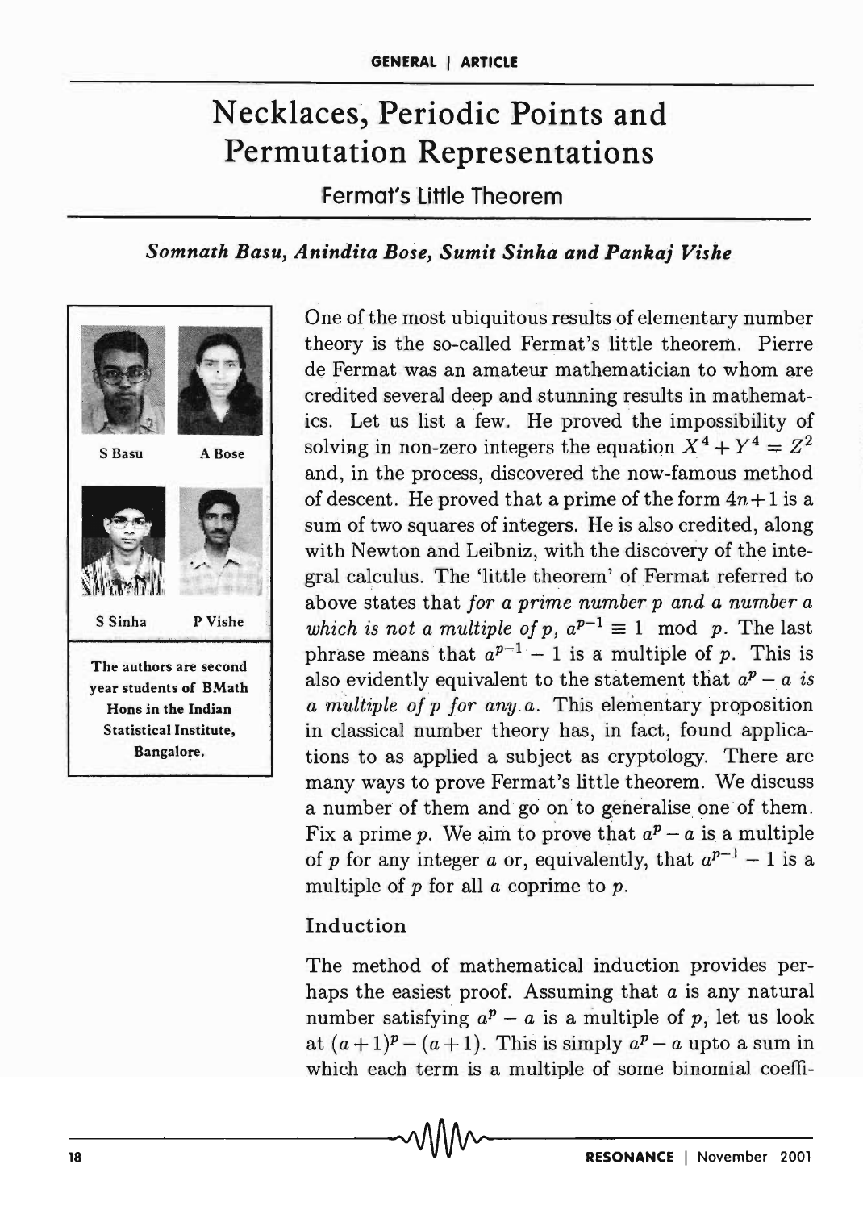# Necklaces, Periodic Points and Permutation Representations

## Fermat's Little Theorem

***Somnath Basu, Anindita Bose, Sumit Sinha and Pankaj Vishe***

S Basu A Bose S Sinha P Vishe

The authors are second year students of BMath Hons in the Indian Statistical Institute, Bangalore.

One of the most ubiquitous results of elementary number theory is the so-called Fermat's little theorem. Pierre de Fermat was an amateur mathematician to whom are credited several deep and stunning results in mathematics. Let us list a few. He proved the impossibility of solving in non-zero integers the equation $X^4 + Y^4 = Z^2$ and, in the process, discovered the now-famous method of descent. He proved that a prime of the form $4n+1$ is a sum of two squares of integers. He is also credited, along with Newton and Leibniz, with the discovery of the integral calculus. The 'little theorem' of Fermat referred to above states that *for a prime number $p$ and a number $a$ which is not a multiple of $p$, $a^{p-1} \equiv 1 \mod p$.* The last phrase means that $a^{p-1} - 1$ is a multiple of $p$. This is also evidently equivalent to the statement that *$a^p - a$ is a multiple of $p$ for any $a$.* This elementary proposition in classical number theory has, in fact, found applications to as applied a subject as cryptology. There are many ways to prove Fermat's little theorem. We discuss a number of them and go on to generalise one of them. Fix a prime $p$. We aim to prove that $a^p - a$ is a multiple of $p$ for any integer $a$ or, equivalently, that $a^{p-1} - 1$ is a multiple of $p$ for all $a$ coprime to $p$.

### Induction

The method of mathematical induction provides perhaps the easiest proof. Assuming that $a$ is any natural number satisfying $a^p - a$ is a multiple of $p$, let us look at $(a+1)^p - (a+1)$. This is simply $a^p - a$ upto a sum in which each term is a multiple of some binomial coeffi-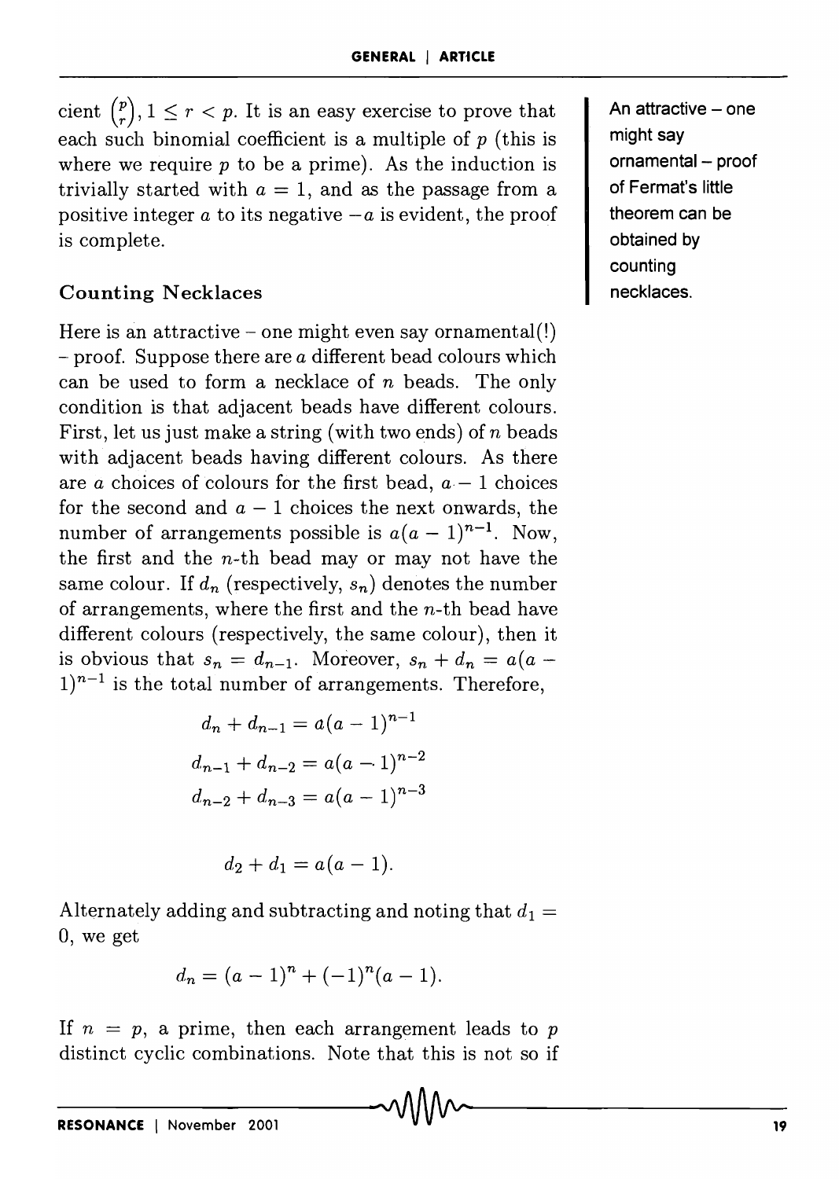cient $\binom{p}{r}$, $1 \leq r < p$. It is an easy exercise to prove that each such binomial coefficient is a multiple of $p$ (this is where we require $p$ to be a prime). As the induction is trivially started with $a = 1$, and as the passage from a positive integer $a$ to its negative $-a$ is evident, the proof is complete.

An attractive – one might say ornamental – proof of Fermat's little theorem can be obtained by counting necklaces.

### Counting Necklaces

Here is an attractive – one might even say ornamental(!) – proof. Suppose there are $a$ different bead colours which can be used to form a necklace of $n$ beads. The only condition is that adjacent beads have different colours. First, let us just make a string (with two ends) of $n$ beads with adjacent beads having different colours. As there are $a$ choices of colours for the first bead, $a-1$ choices for the second and $a-1$ choices the next onwards, the number of arrangements possible is $a(a-1)^{n-1}$. Now, the first and the $n$-th bead may or may not have the same colour. If $d_n$ (respectively, $s_n$) denotes the number of arrangements, where the first and the $n$-th bead have different colours (respectively, the same colour), then it is obvious that $s_n = d_{n-1}$. Moreover, $s_n + d_n = a(a-1)^{n-1}$ is the total number of arrangements. Therefore,

$$d_n + d_{n-1} = a(a-1)^{n-1}$$

$$d_{n-1} + d_{n-2} = a(a-1)^{n-2}$$

$$d_{n-2} + d_{n-3} = a(a-1)^{n-3}$$

$$d_2 + d_1 = a(a-1).$$

Alternately adding and subtracting and noting that $d_1 = 0$, we get

$$d_n = (a-1)^n + (-1)^n(a-1).$$

If $n = p$, a prime, then each arrangement leads to $p$ distinct cyclic combinations. Note that this is not so if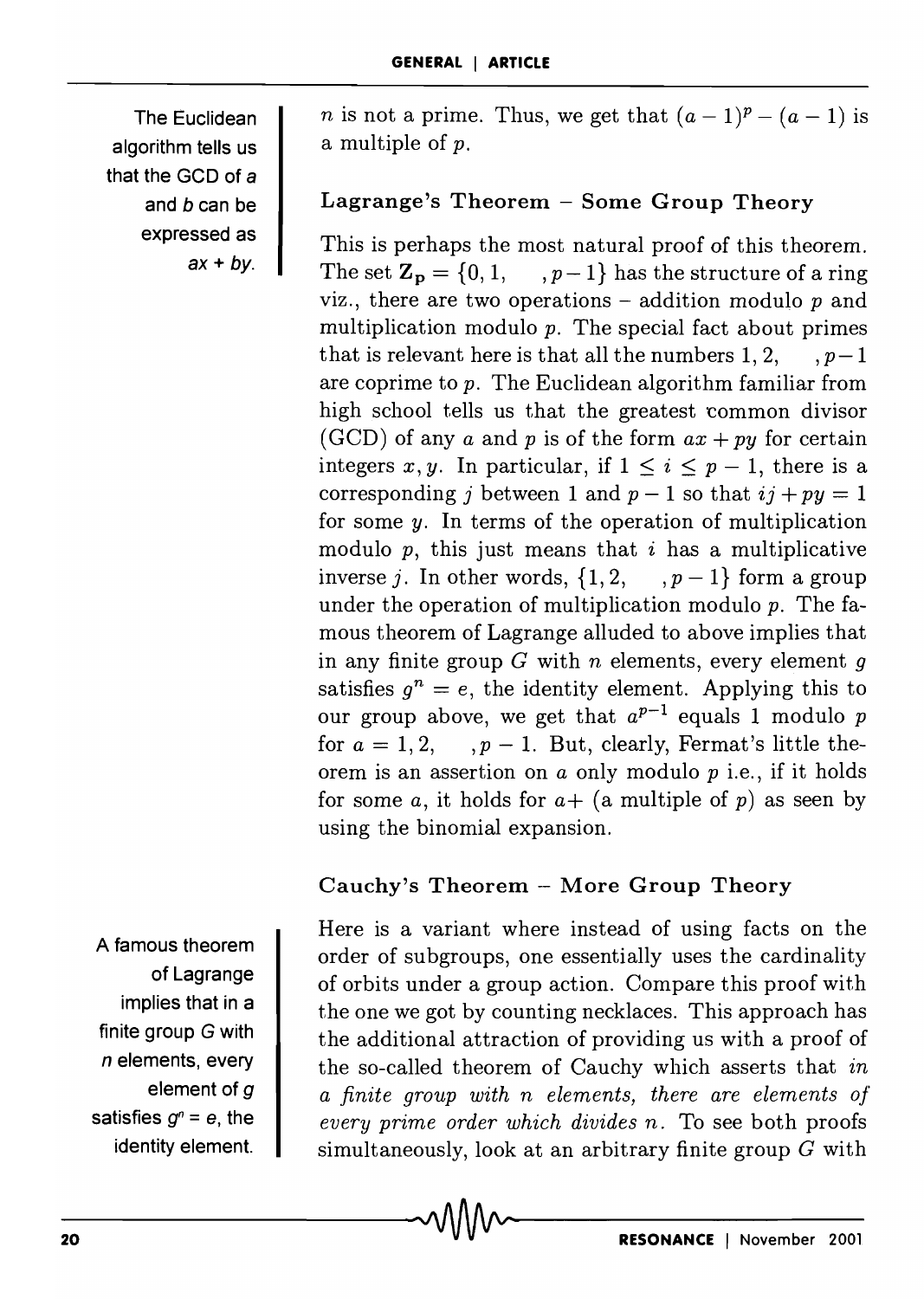$n$ is not a prime. Thus, we get that $(a-1)^p - (a-1)$ is a multiple of $p$.

The Euclidean algorithm tells us that the GCD of $a$ and $b$ can be expressed as $ax + by$.

### Lagrange's Theorem – Some Group Theory

This is perhaps the most natural proof of this theorem. The set $\mathbf{Z_p} = \{0, 1, \quad, p-1\}$ has the structure of a ring viz., there are two operations – addition modulo $p$ and multiplication modulo $p$. The special fact about primes that is relevant here is that all the numbers $1, 2, \quad, p-1$ are coprime to $p$. The Euclidean algorithm familiar from high school tells us that the greatest common divisor (GCD) of any $a$ and $p$ is of the form $ax + py$ for certain integers $x, y$. In particular, if $1 \leq i \leq p-1$, there is a corresponding $j$ between 1 and $p-1$ so that $ij + py = 1$ for some $y$. In terms of the operation of multiplication modulo $p$, this just means that $i$ has a multiplicative inverse $j$. In other words, $\{1, 2, \quad, p-1\}$ form a group under the operation of multiplication modulo $p$. The famous theorem of Lagrange alluded to above implies that in any finite group $G$ with $n$ elements, every element $g$ satisfies $g^n = e$, the identity element. Applying this to our group above, we get that $a^{p-1}$ equals 1 modulo $p$ for $a = 1, 2, \quad, p-1$. But, clearly, Fermat's little theorem is an assertion on $a$ only modulo $p$ i.e., if it holds for some $a$, it holds for $a+$ (a multiple of $p$) as seen by using the binomial expansion.

### Cauchy's Theorem – More Group Theory

A famous theorem of Lagrange implies that in a finite group $G$ with $n$ elements, every element of $g$ satisfies $g^n = e$, the identity element.

Here is a variant where instead of using facts on the order of subgroups, one essentially uses the cardinality of orbits under a group action. Compare this proof with the one we got by counting necklaces. This approach has the additional attraction of providing us with a proof of the so-called theorem of Cauchy which asserts that *in a finite group with $n$ elements, there are elements of every prime order which divides $n$.* To see both proofs simultaneously, look at an arbitrary finite group $G$ with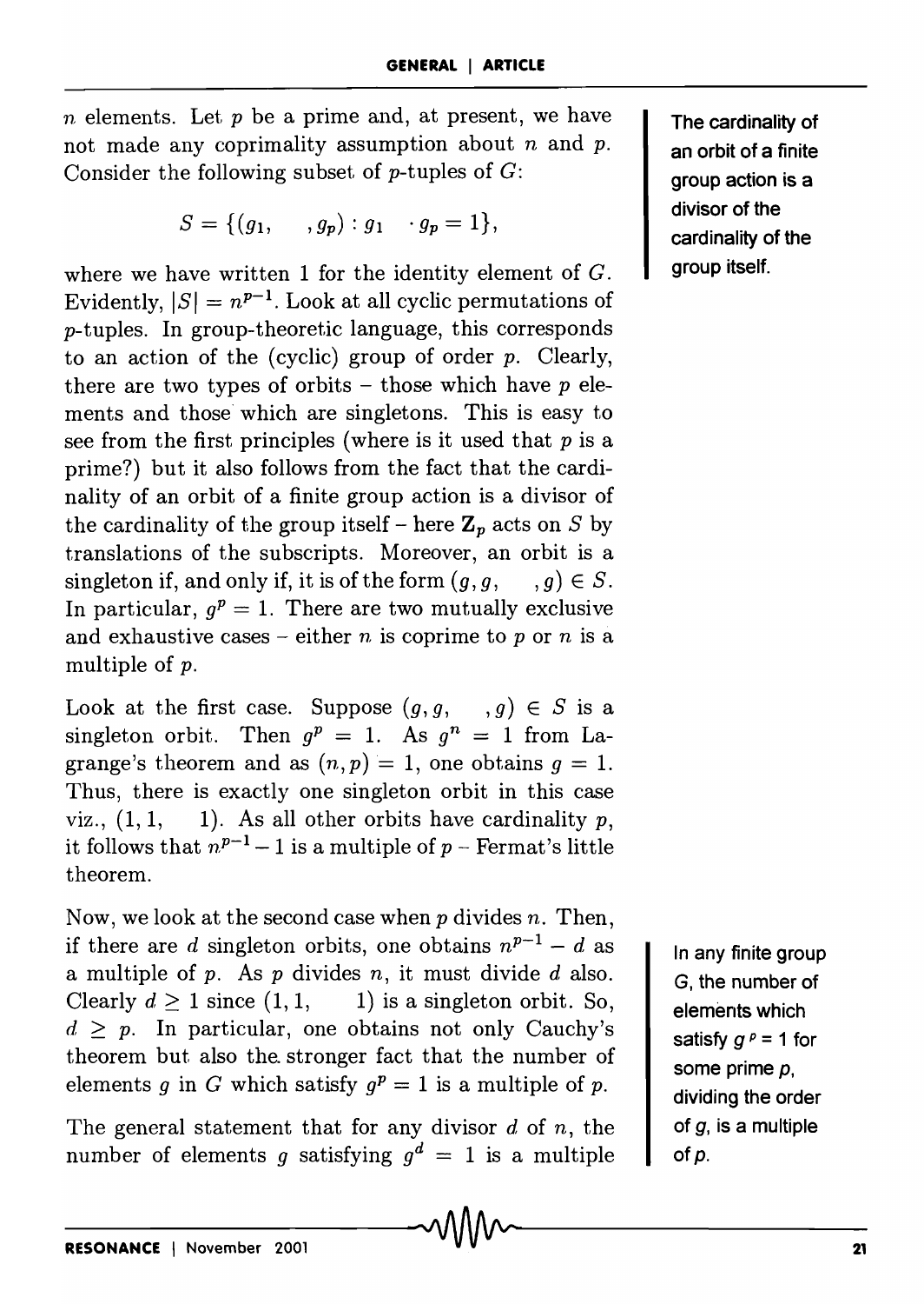$n$ elements. Let $p$ be a prime and, at present, we have not made any coprimality assumption about $n$ and $p$. Consider the following subset of $p$-tuples of $G$:

$$S = \{(g_1, \ldots, g_p) : g_1 \cdots g_p = 1\},$$

where we have written 1 for the identity element of $G$. Evidently, $|S| = n^{p-1}$. Look at all cyclic permutations of $p$-tuples. In group-theoretic language, this corresponds to an action of the (cyclic) group of order $p$. Clearly, there are two types of orbits – those which have $p$ elements and those which are singletons. This is easy to see from the first principles (where is it used that $p$ is a prime?) but it also follows from the fact that the cardinality of an orbit of a finite group action is a divisor of the cardinality of the group itself – here $\mathbf{Z}_p$ acts on $S$ by translations of the subscripts. Moreover, an orbit is a singleton if, and only if, it is of the form $(g, g, \ldots, g) \in S$. In particular, $g^p = 1$. There are two mutually exclusive and exhaustive cases – either $n$ is coprime to $p$ or $n$ is a multiple of $p$.

The cardinality of an orbit of a finite group action is a divisor of the cardinality of the group itself.

Look at the first case. Suppose $(g, g, \ldots, g) \in S$ is a singleton orbit. Then $g^p = 1$. As $g^n = 1$ from Lagrange's theorem and as $(n, p) = 1$, one obtains $g = 1$. Thus, there is exactly one singleton orbit in this case viz., $(1, 1, \ldots, 1)$. As all other orbits have cardinality $p$, it follows that $n^{p-1} - 1$ is a multiple of $p$ – Fermat's little theorem.

Now, we look at the second case when $p$ divides $n$. Then, if there are $d$ singleton orbits, one obtains $n^{p-1} - d$ as a multiple of $p$. As $p$ divides $n$, it must divide $d$ also. Clearly $d \geq 1$ since $(1, 1, \ldots, 1)$ is a singleton orbit. So, $d \geq p$. In particular, one obtains not only Cauchy's theorem but also the stronger fact that the number of elements $g$ in $G$ which satisfy $g^p = 1$ is a multiple of $p$.

In any finite group $G$, the number of elements which satisfy $g^p = 1$ for some prime $p$, dividing the order of $g$, is a multiple of $p$.

The general statement that for any divisor $d$ of $n$, the number of elements $g$ satisfying $g^d = 1$ is a multiple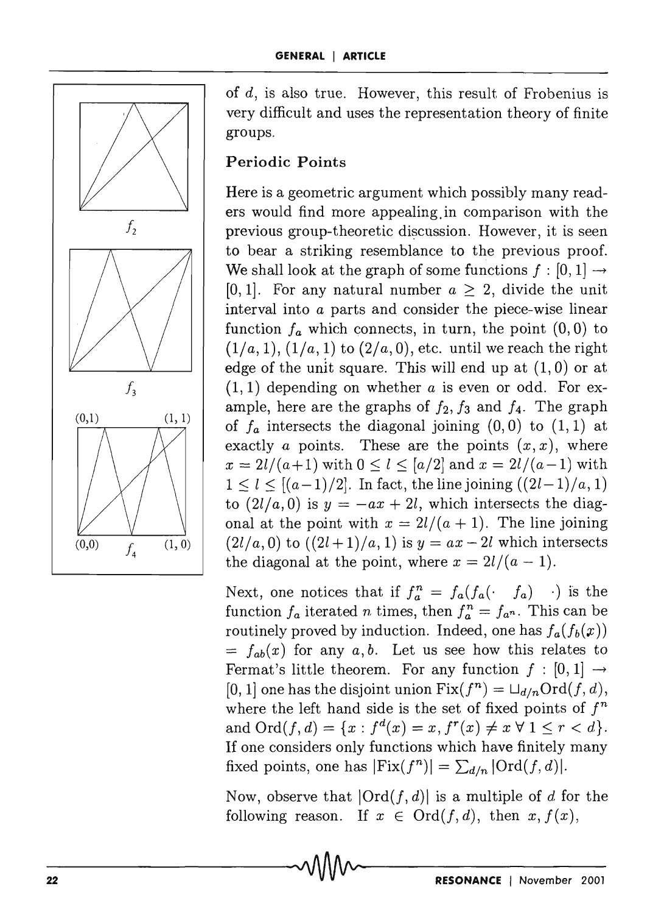of $d$, is also true. However, this result of Frobenius is very difficult and uses the representation theory of finite groups.

### Periodic Points

Here is a geometric argument which possibly many readers would find more appealing in comparison with the previous group-theoretic discussion. However, it is seen to bear a striking resemblance to the previous proof. We shall look at the graph of some functions $f : [0, 1] \to [0, 1]$. For any natural number $a \geq 2$, divide the unit interval into $a$ parts and consider the piece-wise linear function $f_a$ which connects, in turn, the point $(0, 0)$ to $(1/a, 1)$, $(1/a, 1)$ to $(2/a, 0)$, etc. until we reach the right edge of the unit square. This will end up at $(1, 0)$ or at $(1, 1)$ depending on whether $a$ is even or odd. For example, here are the graphs of $f_2, f_3$ and $f_4$. The graph of $f_a$ intersects the diagonal joining $(0, 0)$ to $(1, 1)$ at exactly $a$ points. These are the points $(x, x)$, where $x = 2l/(a+1)$ with $0 \leq l \leq [a/2]$ and $x = 2l/(a-1)$ with $1 \leq l \leq [(a-1)/2]$. In fact, the line joining $((2l-1)/a, 1)$ to $(2l/a, 0)$ is $y = -ax + 2l$, which intersects the diagonal at the point with $x = 2l/(a + 1)$. The line joining $(2l/a, 0)$ to $((2l+1)/a, 1)$ is $y = ax - 2l$ which intersects the diagonal at the point, where $x = 2l/(a - 1)$.

$f_2$

$f_3$

$f_4$

Next, one notices that if $f_a^n = f_a(f_a(\cdot \quad f_a) \quad \cdot)$ is the function $f_a$ iterated $n$ times, then $f_a^n = f_{a^n}$. This can be routinely proved by induction. Indeed, one has $f_a(f_b(x)) = f_{ab}(x)$ for any $a, b$. Let us see how this relates to Fermat's little theorem. For any function $f : [0, 1] \to [0, 1]$ one has the disjoint union $\text{Fix}(f^n) = \sqcup_{d/n}\text{Ord}(f, d)$, where the left hand side is the set of fixed points of $f^n$ and $\text{Ord}(f, d) = \{x : f^d(x) = x, f^r(x) \neq x \; \forall \; 1 \leq r < d\}$. If one considers only functions which have finitely many fixed points, one has $|\text{Fix}(f^n)| = \sum_{d/n} |\text{Ord}(f, d)|$.

Now, observe that $|\text{Ord}(f, d)|$ is a multiple of $d$ for the following reason. If $x \in \text{Ord}(f, d)$, then $x, f(x)$,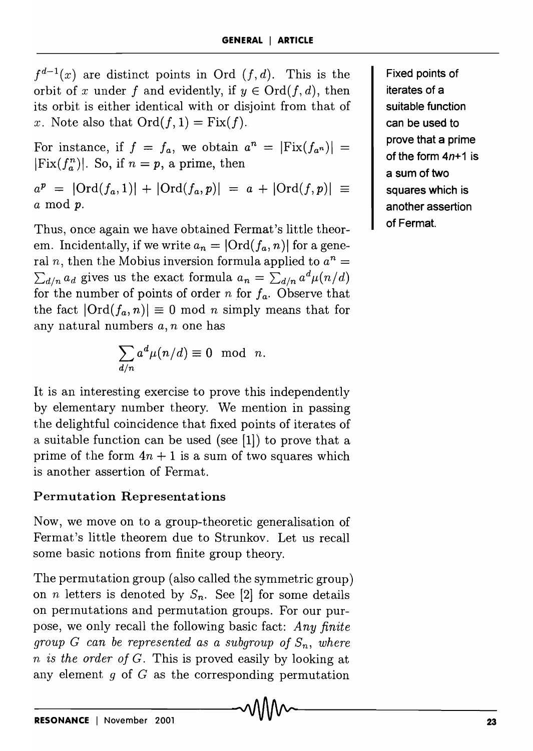$f^{d-1}(x)$ are distinct points in Ord $(f, d)$. This is the orbit of $x$ under $f$ and evidently, if $y \in \text{Ord}(f, d)$, then its orbit is either identical with or disjoint from that of $x$. Note also that $\text{Ord}(f, 1) = \text{Fix}(f)$.

For instance, if $f = f_a$, we obtain $a^n = |\text{Fix}(f_{a^n})| = |\text{Fix}(f_a^n)|$. So, if $n = p$, a prime, then

$a^p = |\text{Ord}(f_a, 1)| + |\text{Ord}(f_a, p)| = a + |\text{Ord}(f, p)| \equiv a \bmod p$.

Thus, once again we have obtained Fermat's little theorem. Incidentally, if we write $a_n = |\text{Ord}(f_a, n)|$ for a general $n$, then the Mobius inversion formula applied to $a^n = \sum_{d/n} a_d$ gives us the exact formula $a_n = \sum_{d/n} a^d \mu(n/d)$ for the number of points of order $n$ for $f_a$. Observe that the fact $|\text{Ord}(f_a, n)| \equiv 0 \bmod n$ simply means that for any natural numbers $a, n$ one has

$$\sum_{d/n} a^d \mu(n/d) \equiv 0 \mod n.$$

It is an interesting exercise to prove this independently by elementary number theory. We mention in passing the delightful coincidence that fixed points of iterates of a suitable function can be used (see [1]) to prove that a prime of the form $4n + 1$ is a sum of two squares which is another assertion of Fermat.

Fixed points of iterates of a suitable function can be used to prove that a prime of the form $4n+1$ is a sum of two squares which is another assertion of Fermat.

## Permutation Representations

Now, we move on to a group-theoretic generalisation of Fermat's little theorem due to Strunkov. Let us recall some basic notions from finite group theory.

The permutation group (also called the symmetric group) on $n$ letters is denoted by $S_n$. See [2] for some details on permutations and permutation groups. For our purpose, we only recall the following basic fact: *Any finite group $G$ can be represented as a subgroup of $S_n$, where $n$ is the order of $G$.* This is proved easily by looking at any element $g$ of $G$ as the corresponding permutation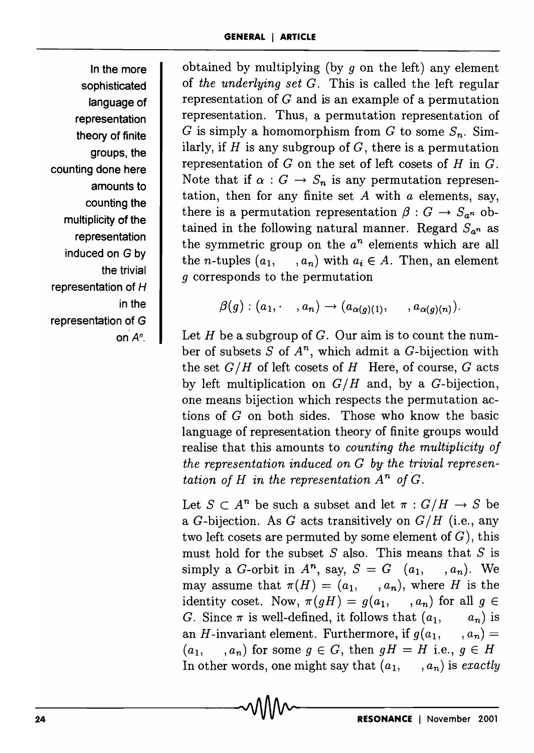In the more sophisticated language of representation theory of finite groups, the counting done here amounts to counting the multiplicity of the representation induced on $G$ by the trivial representation of $H$ in the representation of $G$ on $A^n$.

obtained by multiplying (by $g$ on the left) any element of *the underlying set* $G$. This is called the left regular representation of $G$ and is an example of a permutation representation. Thus, a permutation representation of $G$ is simply a homomorphism from $G$ to some $S_n$. Similarly, if $H$ is any subgroup of $G$, there is a permutation representation of $G$ on the set of left cosets of $H$ in $G$. Note that if $\alpha : G \to S_n$ is any permutation representation, then for any finite set $A$ with $a$ elements, say, there is a permutation representation $\beta : G \to S_{a^n}$ obtained in the following natural manner. Regard $S_{a^n}$ as the symmetric group on the $a^n$ elements which are all the $n$-tuples $(a_1, \cdots, a_n)$ with $a_i \in A$. Then, an element $g$ corresponds to the permutation

$$\beta(g) : (a_1, \cdots, a_n) \to (a_{\alpha(g)(1)}, \cdots, a_{\alpha(g)(n)}).$$

Let $H$ be a subgroup of $G$. Our aim is to count the number of subsets $S$ of $A^n$, which admit a $G$-bijection with the set $G/H$ of left cosets of $H$. Here, of course, $G$ acts by left multiplication on $G/H$ and, by a $G$-bijection, one means bijection which respects the permutation actions of $G$ on both sides. Those who know the basic language of representation theory of finite groups would realise that this amounts to *counting the multiplicity of the representation induced on G by the trivial representation of H in the representation $A^n$ of G.*

Let $S \subset A^n$ be such a subset and let $\pi : G/H \to S$ be a $G$-bijection. As $G$ acts transitively on $G/H$ (i.e., any two left cosets are permuted by some element of $G$), this must hold for the subset $S$ also. This means that $S$ is simply a $G$-orbit in $A^n$, say, $S = G \cdot (a_1, \cdots, a_n)$. We may assume that $\pi(H) = (a_1, \cdots, a_n)$, where $H$ is the identity coset. Now, $\pi(gH) = g(a_1, \cdots, a_n)$ for all $g \in G$. Since $\pi$ is well-defined, it follows that $(a_1, \cdots, a_n)$ is an $H$-invariant element. Furthermore, if $g(a_1, \cdots, a_n) = (a_1, \cdots, a_n)$ for some $g \in G$, then $gH = H$ i.e., $g \in H$. In other words, one might say that $(a_1, \cdots, a_n)$ is *exactly*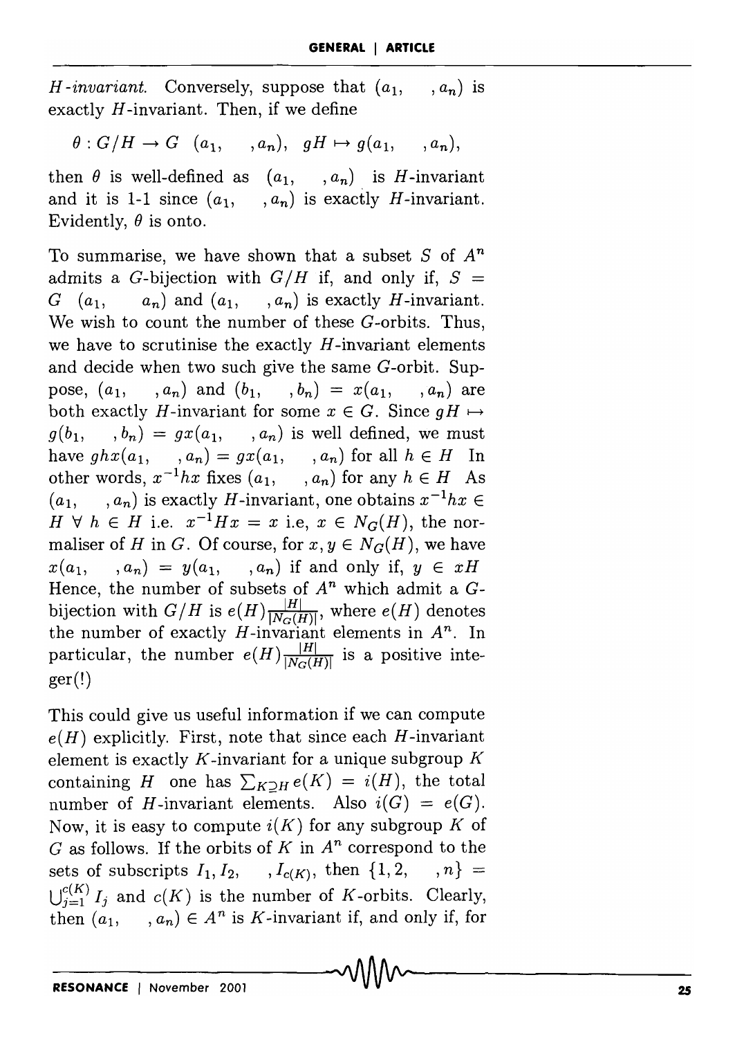*H-invariant.* Conversely, suppose that $(a_1, \ldots, a_n)$ is exactly $H$-invariant. Then, if we define

$$\theta : G/H \to G\ (a_1, \ldots, a_n),\ \ gH \mapsto g(a_1, \ldots, a_n),$$

then $\theta$ is well-defined as $(a_1, \ldots, a_n)$ is $H$-invariant and it is 1-1 since $(a_1, \ldots, a_n)$ is exactly $H$-invariant. Evidently, $\theta$ is onto.

To summarise, we have shown that a subset $S$ of $A^n$ admits a $G$-bijection with $G/H$ if, and only if, $S = G\ (a_1, \ldots, a_n)$ and $(a_1, \ldots, a_n)$ is exactly $H$-invariant. We wish to count the number of these $G$-orbits. Thus, we have to scrutinise the exactly $H$-invariant elements and decide when two such give the same $G$-orbit. Suppose, $(a_1, \ldots, a_n)$ and $(b_1, \ldots, b_n) = x(a_1, \ldots, a_n)$ are both exactly $H$-invariant for some $x \in G$. Since $gH \mapsto g(b_1, \ldots, b_n) = gx(a_1, \ldots, a_n)$ is well defined, we must have $ghx(a_1, \ldots, a_n) = gx(a_1, \ldots, a_n)$ for all $h \in H$. In other words, $x^{-1}hx$ fixes $(a_1, \ldots, a_n)$ for any $h \in H$. As $(a_1, \ldots, a_n)$ is exactly $H$-invariant, one obtains $x^{-1}hx \in H\ \forall\ h \in H$ i.e. $x^{-1}Hx = x$ i.e, $x \in N_G(H)$, the normaliser of $H$ in $G$. Of course, for $x, y \in N_G(H)$, we have $x(a_1, \ldots, a_n) = y(a_1, \ldots, a_n)$ if and only if, $y \in xH$. Hence, the number of subsets of $A^n$ which admit a $G$-bijection with $G/H$ is $e(H)\frac{|H|}{|N_G(H)|}$, where $e(H)$ denotes the number of exactly $H$-invariant elements in $A^n$. In particular, the number $e(H)\frac{|H|}{|N_G(H)|}$ is a positive integer(!)

This could give us useful information if we can compute $e(H)$ explicitly. First, note that since each $H$-invariant element is exactly $K$-invariant for a unique subgroup $K$ containing $H$ one has $\sum_{K \supseteq H} e(K) = i(H)$, the total number of $H$-invariant elements. Also $i(G) = e(G)$. Now, it is easy to compute $i(K)$ for any subgroup $K$ of $G$ as follows. If the orbits of $K$ in $A^n$ correspond to the sets of subscripts $I_1, I_2, \ldots, I_{c(K)}$, then $\{1, 2, \ldots, n\} = \bigcup_{j=1}^{c(K)} I_j$ and $c(K)$ is the number of $K$-orbits. Clearly, then $(a_1, \ldots, a_n) \in A^n$ is $K$-invariant if, and only if, for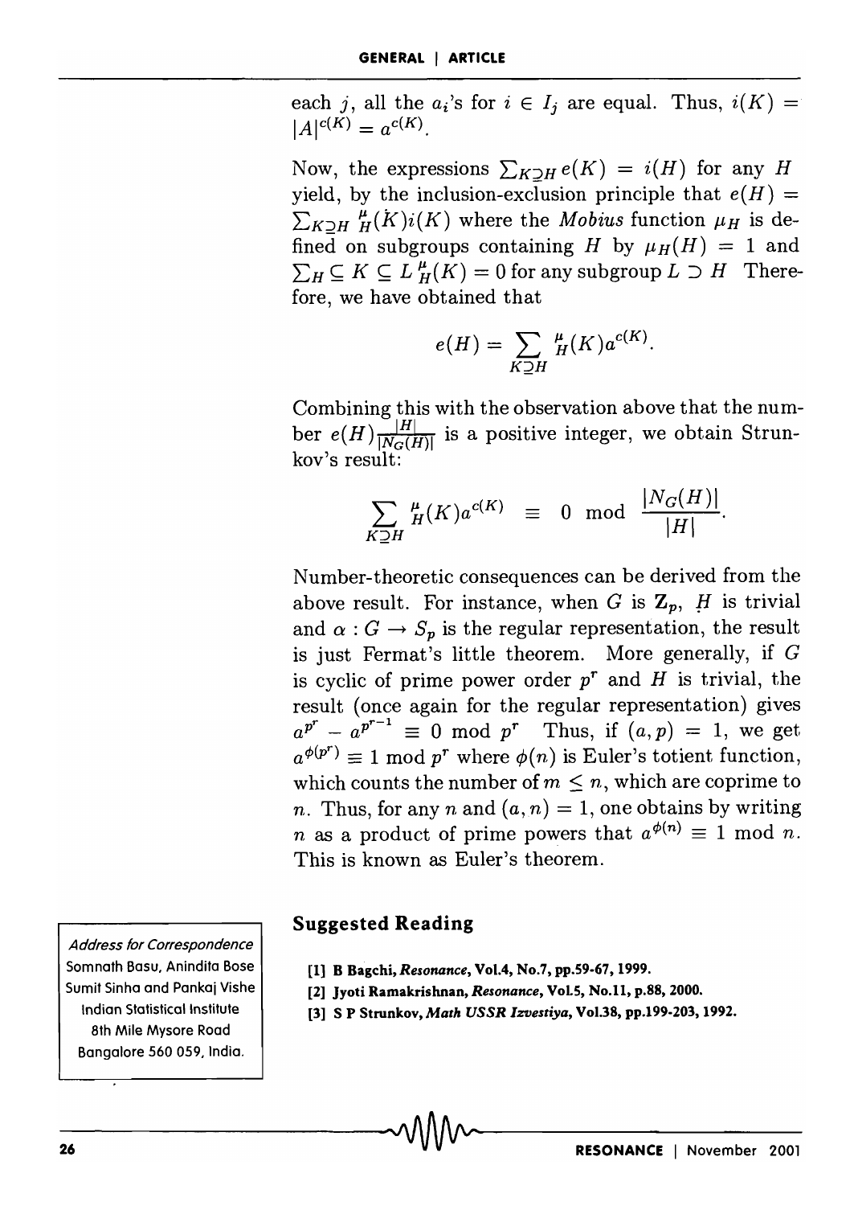each $j$, all the $a_i$'s for $i \in I_j$ are equal. Thus, $i(K) = |A|^{c(K)} = a^{c(K)}$.

Now, the expressions $\sum_{K \supseteq H} e(K) = i(H)$ for any $H$ yield, by the inclusion-exclusion principle that $e(H) = \sum_{K \supseteq H} \mu_H(K) i(K)$ where the *Mobius* function $\mu_H$ is defined on subgroups containing $H$ by $\mu_H(H) = 1$ and $\sum_{H \subseteq K \subseteq L} \mu_H(K) = 0$ for any subgroup $L \supset H$ Therefore, we have obtained that

$$e(H) = \sum_{K \supseteq H} \mu_H(K) a^{c(K)}.$$

Combining this with the observation above that the number $e(H)\frac{|H|}{|N_G(H)|}$ is a positive integer, we obtain Strunkov's result:

$$\sum_{K \supseteq H} \mu_H(K) a^{c(K)} \equiv 0 \mod \frac{|N_G(H)|}{|H|}.$$

Number-theoretic consequences can be derived from the above result. For instance, when $G$ is $\mathbf{Z}_p$, $H$ is trivial and $\alpha : G \to S_p$ is the regular representation, the result is just Fermat's little theorem. More generally, if $G$ is cyclic of prime power order $p^r$ and $H$ is trivial, the result (once again for the regular representation) gives $a^{p^r} - a^{p^{r-1}} \equiv 0 \bmod p^r$ Thus, if $(a, p) = 1$, we get $a^{\phi(p^r)} \equiv 1 \bmod p^r$ where $\phi(n)$ is Euler's totient function, which counts the number of $m \leq n$, which are coprime to $n$. Thus, for any $n$ and $(a, n) = 1$, one obtains by writing $n$ as a product of prime powers that $a^{\phi(n)} \equiv 1 \bmod n$. This is known as Euler's theorem.

## Suggested Reading

[1] B Bagchi, *Resonance*, Vol.4, No.7, pp.59-67, 1999.

[2] Jyoti Ramakrishnan, *Resonance*, Vol.5, No.11, p.88, 2000.

[3] S P Strunkov, *Math USSR Izvestiya*, Vol.38, pp.199-203, 1992.

*Address for Correspondence*
Somnath Basu, Anindita Bose
Sumit Sinha and Pankaj Vishe
Indian Statistical Institute
8th Mile Mysore Road
Bangalore 560 059, India.